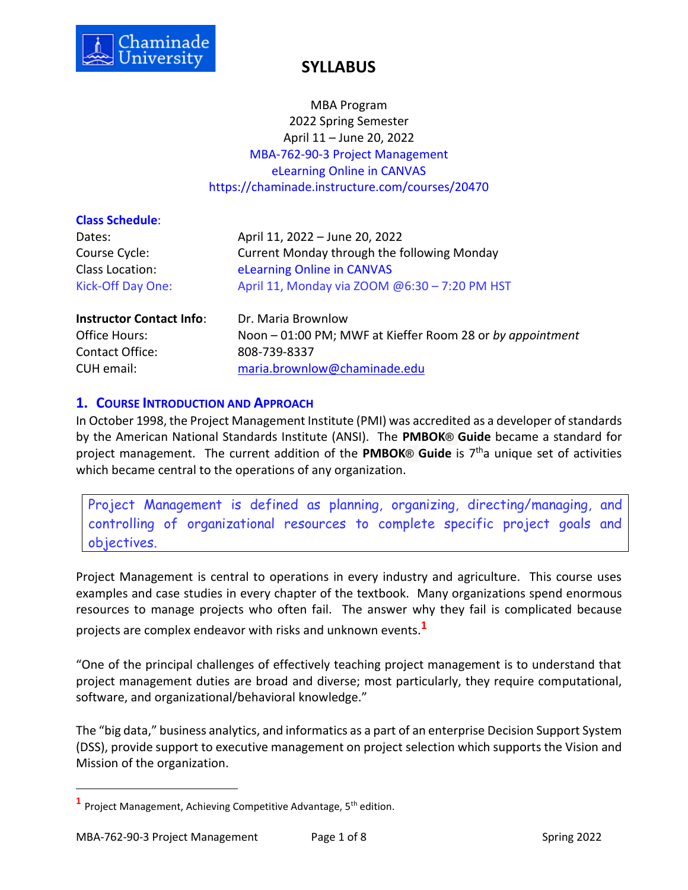# SYLLABUS

MBA Program
2022 Spring Semester
April 11 – June 20, 2022
MBA-762-90-3 Project Management
eLearning Online in CANVAS
https://chaminade.instructure.com/courses/20470

**Class Schedule**:

| | |
|---|---|
| Dates: | April 11, 2022 – June 20, 2022 |
| Course Cycle: | Current Monday through the following Monday |
| Class Location: | eLearning Online in CANVAS |
| Kick-Off Day One: | April 11, Monday via ZOOM @6:30 – 7:20 PM HST |

| | |
|---|---|
| **Instructor Contact Info**: | Dr. Maria Brownlow |
| Office Hours: | Noon – 01:00 PM; MWF at Kieffer Room 28 or *by appointment* |
| Contact Office: | 808-739-8337 |
| CUH email: | maria.brownlow@chaminade.edu |

## 1. Course Introduction and Approach

In October 1998, the Project Management Institute (PMI) was accredited as a developer of standards by the American National Standards Institute (ANSI). The **PMBOK® Guide** became a standard for project management. The current addition of the **PMBOK® Guide** is 7th a unique set of activities which became central to the operations of any organization.

> Project Management is defined as planning, organizing, directing/managing, and controlling of organizational resources to complete specific project goals and objectives.

Project Management is central to operations in every industry and agriculture. This course uses examples and case studies in every chapter of the textbook. Many organizations spend enormous resources to manage projects who often fail. The answer why they fail is complicated because projects are complex endeavor with risks and unknown events.[1]

"One of the principal challenges of effectively teaching project management is to understand that project management duties are broad and diverse; most particularly, they require computational, software, and organizational/behavioral knowledge."

The "big data," business analytics, and informatics as a part of an enterprise Decision Support System (DSS), provide support to executive management on project selection which supports the Vision and Mission of the organization.

---

[1] Project Management, Achieving Competitive Advantage, 5th edition.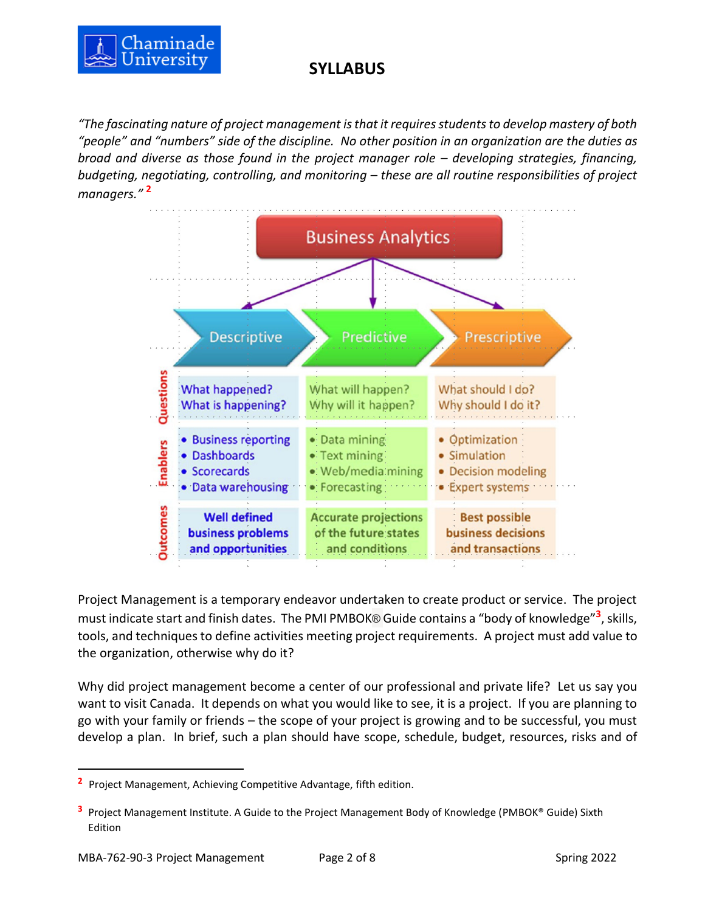*"The fascinating nature of project management is that it requires students to develop mastery of both "people" and "numbers" side of the discipline. No other position in an organization are the duties as broad and diverse as those found in the project manager role – developing strategies, financing, budgeting, negotiating, controlling, and monitoring – these are all routine responsibilities of project managers."* [2]

**Business Analytics**

| | Descriptive | Predictive | Prescriptive |
|---|---|---|---|
| **Questions** | What happened?<br>What is happening? | What will happen?<br>Why will it happen? | What should I do?<br>Why should I do it? |
| **Enablers** | • Business reporting<br>• Dashboards<br>• Scorecards<br>• Data warehousing | • Data mining<br>• Text mining<br>• Web/media mining<br>• Forecasting | • Optimization<br>• Simulation<br>• Decision modeling<br>• Expert systems |
| **Outcomes** | **Well defined business problems and opportunities** | **Accurate projections of the future states and conditions** | **Best possible business decisions and transactions** |

Project Management is a temporary endeavor undertaken to create product or service. The project must indicate start and finish dates. The PMI PMBOK® Guide contains a "body of knowledge"[3], skills, tools, and techniques to define activities meeting project requirements. A project must add value to the organization, otherwise why do it?

Why did project management become a center of our professional and private life? Let us say you want to visit Canada. It depends on what you would like to see, it is a project. If you are planning to go with your family or friends – the scope of your project is growing and to be successful, you must develop a plan. In brief, such a plan should have scope, schedule, budget, resources, risks and of

---

[2] Project Management, Achieving Competitive Advantage, fifth edition.

[3] Project Management Institute. A Guide to the Project Management Body of Knowledge (PMBOK® Guide) Sixth Edition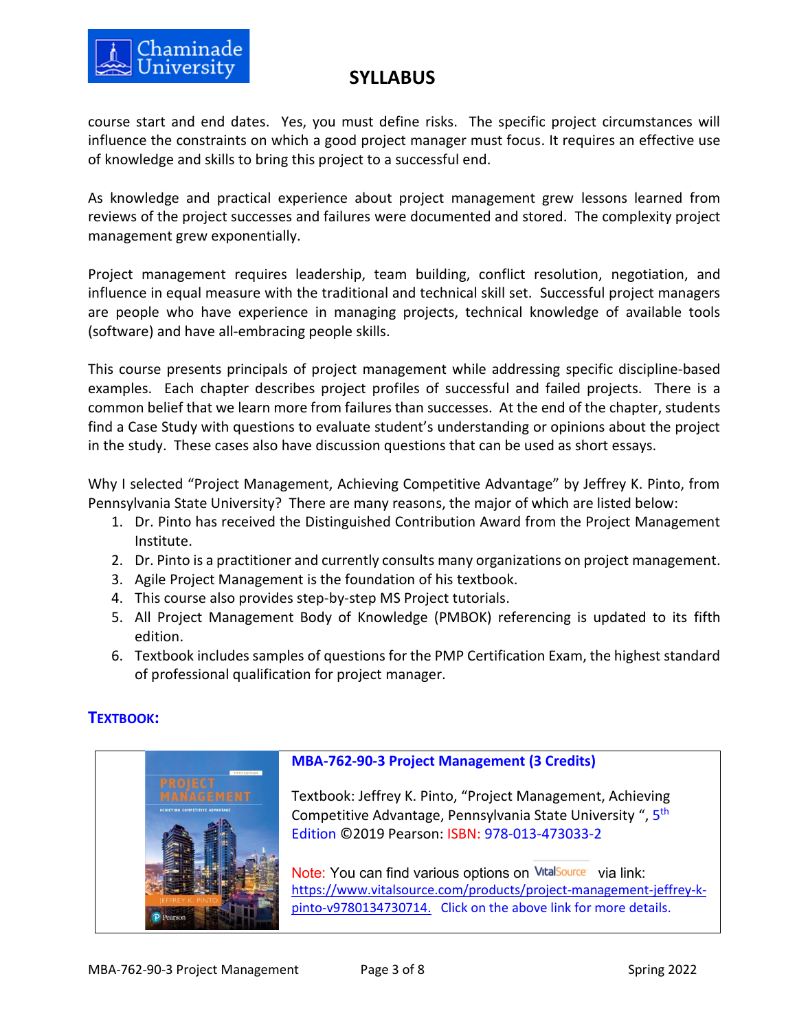course start and end dates. Yes, you must define risks. The specific project circumstances will influence the constraints on which a good project manager must focus. It requires an effective use of knowledge and skills to bring this project to a successful end.

As knowledge and practical experience about project management grew lessons learned from reviews of the project successes and failures were documented and stored. The complexity project management grew exponentially.

Project management requires leadership, team building, conflict resolution, negotiation, and influence in equal measure with the traditional and technical skill set. Successful project managers are people who have experience in managing projects, technical knowledge of available tools (software) and have all-embracing people skills.

This course presents principals of project management while addressing specific discipline-based examples. Each chapter describes project profiles of successful and failed projects. There is a common belief that we learn more from failures than successes. At the end of the chapter, students find a Case Study with questions to evaluate student's understanding or opinions about the project in the study. These cases also have discussion questions that can be used as short essays.

Why I selected "Project Management, Achieving Competitive Advantage" by Jeffrey K. Pinto, from Pennsylvania State University? There are many reasons, the major of which are listed below:

1. Dr. Pinto has received the Distinguished Contribution Award from the Project Management Institute.
2. Dr. Pinto is a practitioner and currently consults many organizations on project management.
3. Agile Project Management is the foundation of his textbook.
4. This course also provides step-by-step MS Project tutorials.
5. All Project Management Body of Knowledge (PMBOK) referencing is updated to its fifth edition.
6. Textbook includes samples of questions for the PMP Certification Exam, the highest standard of professional qualification for project manager.

## TEXTBOOK:

**MBA-762-90-3 Project Management (3 Credits)**

Textbook: Jeffrey K. Pinto, "Project Management, Achieving Competitive Advantage, Pennsylvania State University ", 5th Edition ©2019 Pearson: ISBN: 978-013-473033-2

Note: You can find various options on VitalSource via link: https://www.vitalsource.com/products/project-management-jeffrey-k-pinto-v9780134730714. Click on the above link for more details.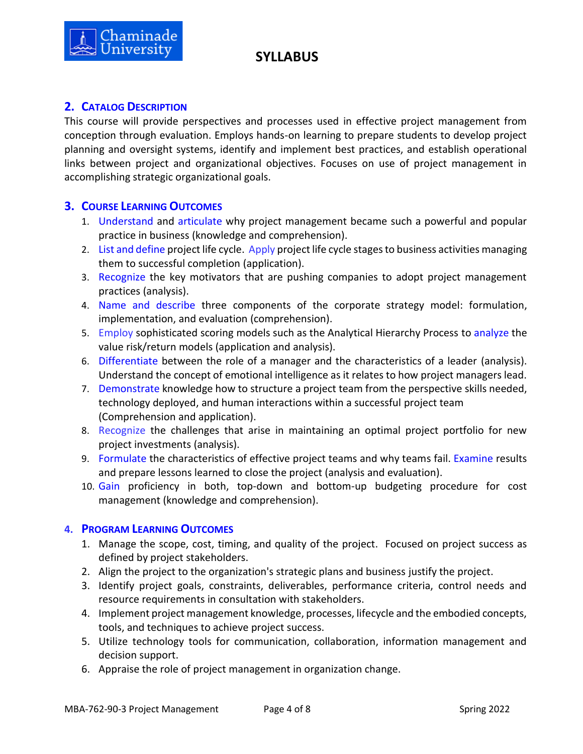## 2. Catalog Description

This course will provide perspectives and processes used in effective project management from conception through evaluation. Employs hands-on learning to prepare students to develop project planning and oversight systems, identify and implement best practices, and establish operational links between project and organizational objectives. Focuses on use of project management in accomplishing strategic organizational goals.

## 3. Course Learning Outcomes

1. Understand and articulate why project management became such a powerful and popular practice in business (knowledge and comprehension).
2. List and define project life cycle. Apply project life cycle stages to business activities managing them to successful completion (application).
3. Recognize the key motivators that are pushing companies to adopt project management practices (analysis).
4. Name and describe three components of the corporate strategy model: formulation, implementation, and evaluation (comprehension).
5. Employ sophisticated scoring models such as the Analytical Hierarchy Process to analyze the value risk/return models (application and analysis).
6. Differentiate between the role of a manager and the characteristics of a leader (analysis). Understand the concept of emotional intelligence as it relates to how project managers lead.
7. Demonstrate knowledge how to structure a project team from the perspective skills needed, technology deployed, and human interactions within a successful project team (Comprehension and application).
8. Recognize the challenges that arise in maintaining an optimal project portfolio for new project investments (analysis).
9. Formulate the characteristics of effective project teams and why teams fail. Examine results and prepare lessons learned to close the project (analysis and evaluation).
10. Gain proficiency in both, top-down and bottom-up budgeting procedure for cost management (knowledge and comprehension).

## 4. Program Learning Outcomes

1. Manage the scope, cost, timing, and quality of the project. Focused on project success as defined by project stakeholders.
2. Align the project to the organization's strategic plans and business justify the project.
3. Identify project goals, constraints, deliverables, performance criteria, control needs and resource requirements in consultation with stakeholders.
4. Implement project management knowledge, processes, lifecycle and the embodied concepts, tools, and techniques to achieve project success.
5. Utilize technology tools for communication, collaboration, information management and decision support.
6. Appraise the role of project management in organization change.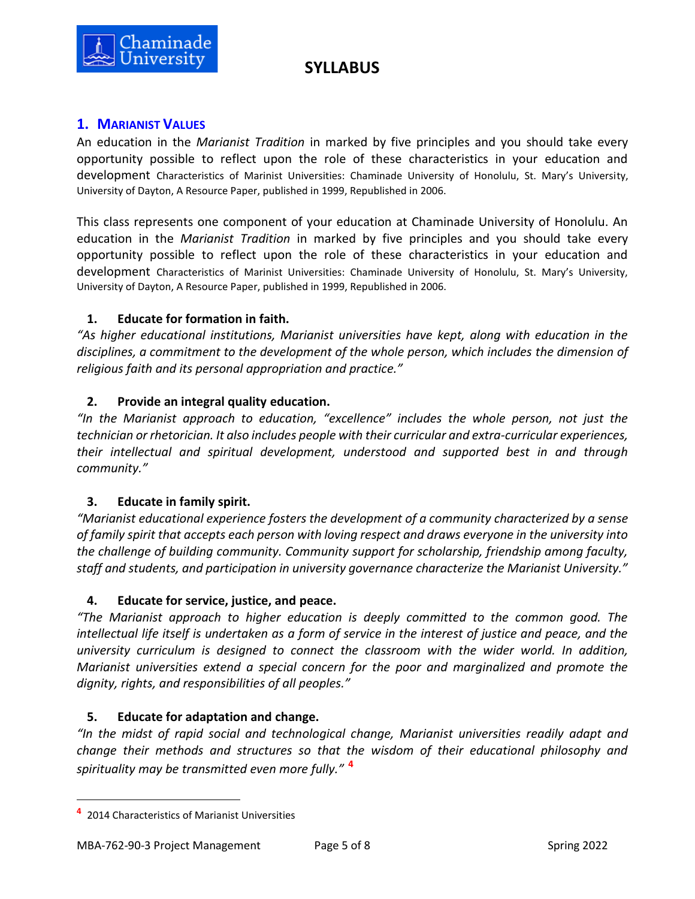## 1. Marianist Values

An education in the *Marianist Tradition* in marked by five principles and you should take every opportunity possible to reflect upon the role of these characteristics in your education and development Characteristics of Marinist Universities: Chaminade University of Honolulu, St. Mary's University, University of Dayton, A Resource Paper, published in 1999, Republished in 2006.

This class represents one component of your education at Chaminade University of Honolulu. An education in the *Marianist Tradition* in marked by five principles and you should take every opportunity possible to reflect upon the role of these characteristics in your education and development Characteristics of Marinist Universities: Chaminade University of Honolulu, St. Mary's University, University of Dayton, A Resource Paper, published in 1999, Republished in 2006.

1. **Educate for formation in faith.**

*"As higher educational institutions, Marianist universities have kept, along with education in the disciplines, a commitment to the development of the whole person, which includes the dimension of religious faith and its personal appropriation and practice."*

2. **Provide an integral quality education.**

*"In the Marianist approach to education, "excellence" includes the whole person, not just the technician or rhetorician. It also includes people with their curricular and extra-curricular experiences, their intellectual and spiritual development, understood and supported best in and through community."*

3. **Educate in family spirit.**

*"Marianist educational experience fosters the development of a community characterized by a sense of family spirit that accepts each person with loving respect and draws everyone in the university into the challenge of building community. Community support for scholarship, friendship among faculty, staff and students, and participation in university governance characterize the Marianist University."*

4. **Educate for service, justice, and peace.**

*"The Marianist approach to higher education is deeply committed to the common good. The intellectual life itself is undertaken as a form of service in the interest of justice and peace, and the university curriculum is designed to connect the classroom with the wider world. In addition, Marianist universities extend a special concern for the poor and marginalized and promote the dignity, rights, and responsibilities of all peoples."*

5. **Educate for adaptation and change.**

*"In the midst of rapid social and technological change, Marianist universities readily adapt and change their methods and structures so that the wisdom of their educational philosophy and spirituality may be transmitted even more fully."* [4]

---

[4] 2014 Characteristics of Marianist Universities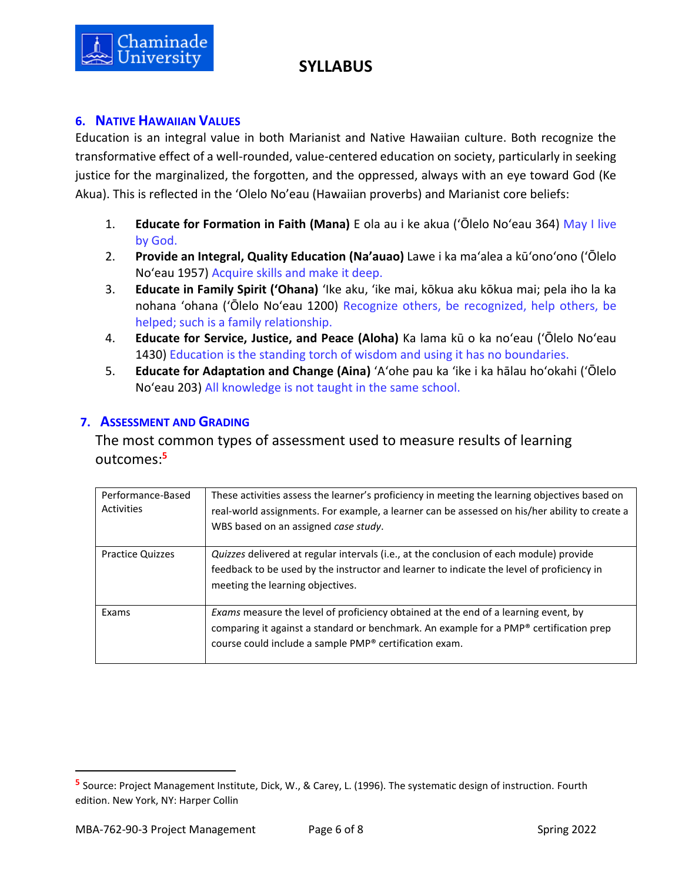## 6. Native Hawaiian Values

Education is an integral value in both Marianist and Native Hawaiian culture. Both recognize the transformative effect of a well-rounded, value-centered education on society, particularly in seeking justice for the marginalized, the forgotten, and the oppressed, always with an eye toward God (Ke Akua). This is reflected in the ʻOlelo Noʻeau (Hawaiian proverbs) and Marianist core beliefs:

1. **Educate for Formation in Faith (Mana)** E ola au i ke akua (ʻŌlelo Noʻeau 364) May I live by God.
2. **Provide an Integral, Quality Education (Na'auao)** Lawe i ka maʻalea a kūʻonoʻono (ʻŌlelo Noʻeau 1957) Acquire skills and make it deep.
3. **Educate in Family Spirit (ʻOhana)** ʻIke aku, ʻike mai, kōkua aku kōkua mai; pela iho la ka nohana ʻohana (ʻŌlelo Noʻeau 1200) Recognize others, be recognized, help others, be helped; such is a family relationship.
4. **Educate for Service, Justice, and Peace (Aloha)** Ka lama kū o ka noʻeau (ʻŌlelo Noʻeau 1430) Education is the standing torch of wisdom and using it has no boundaries.
5. **Educate for Adaptation and Change (Aina)** ʻAʻohe pau ka ʻike i ka hālau hoʻokahi (ʻŌlelo Noʻeau 203) All knowledge is not taught in the same school.

## 7. Assessment and Grading

The most common types of assessment used to measure results of learning outcomes:[5]

| | |
|---|---|
| Performance-Based Activities | These activities assess the learner's proficiency in meeting the learning objectives based on real-world assignments. For example, a learner can be assessed on his/her ability to create a WBS based on an assigned *case study*. |
| Practice Quizzes | *Quizzes* delivered at regular intervals (i.e., at the conclusion of each module) provide feedback to be used by the instructor and learner to indicate the level of proficiency in meeting the learning objectives. |
| Exams | *Exams* measure the level of proficiency obtained at the end of a learning event, by comparing it against a standard or benchmark. An example for a PMP® certification prep course could include a sample PMP® certification exam. |

[5] Source: Project Management Institute, Dick, W., & Carey, L. (1996). The systematic design of instruction. Fourth edition. New York, NY: Harper Collin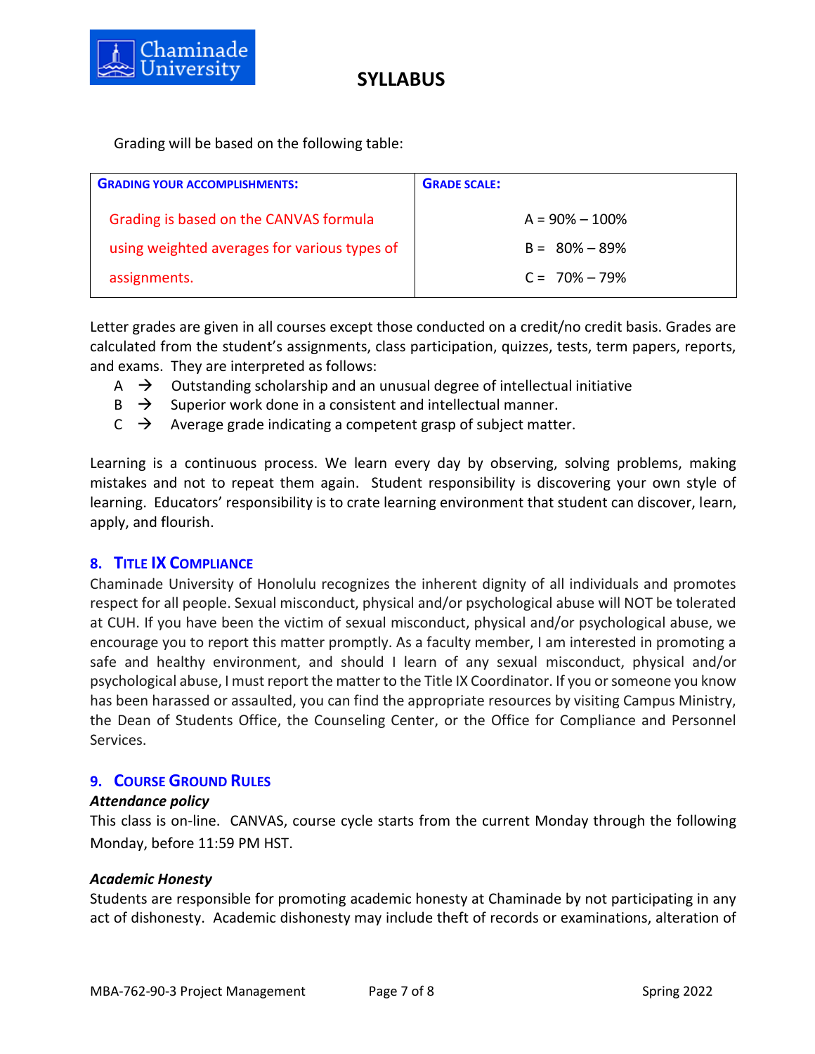Grading will be based on the following table:

| GRADING YOUR ACCOMPLISHMENTS: | GRADE SCALE: |
|---|---|
| Grading is based on the CANVAS formula using weighted averages for various types of assignments. | A = 90% – 100%<br>B = 80% – 89%<br>C = 70% – 79% |

Letter grades are given in all courses except those conducted on a credit/no credit basis. Grades are calculated from the student's assignments, class participation, quizzes, tests, term papers, reports, and exams. They are interpreted as follows:

- A → Outstanding scholarship and an unusual degree of intellectual initiative
- B → Superior work done in a consistent and intellectual manner.
- C → Average grade indicating a competent grasp of subject matter.

Learning is a continuous process. We learn every day by observing, solving problems, making mistakes and not to repeat them again. Student responsibility is discovering your own style of learning. Educators' responsibility is to crate learning environment that student can discover, learn, apply, and flourish.

## 8. Title IX Compliance

Chaminade University of Honolulu recognizes the inherent dignity of all individuals and promotes respect for all people. Sexual misconduct, physical and/or psychological abuse will NOT be tolerated at CUH. If you have been the victim of sexual misconduct, physical and/or psychological abuse, we encourage you to report this matter promptly. As a faculty member, I am interested in promoting a safe and healthy environment, and should I learn of any sexual misconduct, physical and/or psychological abuse, I must report the matter to the Title IX Coordinator. If you or someone you know has been harassed or assaulted, you can find the appropriate resources by visiting Campus Ministry, the Dean of Students Office, the Counseling Center, or the Office for Compliance and Personnel Services.

## 9. Course Ground Rules

***Attendance policy***

This class is on-line. CANVAS, course cycle starts from the current Monday through the following Monday, before 11:59 PM HST.

***Academic Honesty***

Students are responsible for promoting academic honesty at Chaminade by not participating in any act of dishonesty. Academic dishonesty may include theft of records or examinations, alteration of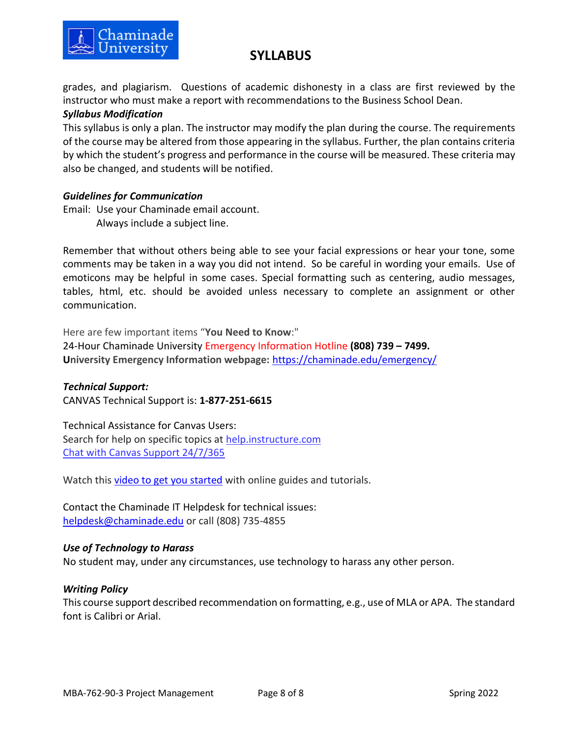grades, and plagiarism. Questions of academic dishonesty in a class are first reviewed by the instructor who must make a report with recommendations to the Business School Dean.

***Syllabus Modification***

This syllabus is only a plan. The instructor may modify the plan during the course. The requirements of the course may be altered from those appearing in the syllabus. Further, the plan contains criteria by which the student's progress and performance in the course will be measured. These criteria may also be changed, and students will be notified.

***Guidelines for Communication***

Email: Use your Chaminade email account.
Always include a subject line.

Remember that without others being able to see your facial expressions or hear your tone, some comments may be taken in a way you did not intend. So be careful in wording your emails. Use of emoticons may be helpful in some cases. Special formatting such as centering, audio messages, tables, html, etc. should be avoided unless necessary to complete an assignment or other communication.

Here are few important items "**You Need to Know**:"
24-Hour Chaminade University Emergency Information Hotline **(808) 739 – 7499.**
**University Emergency Information webpage:** https://chaminade.edu/emergency/

***Technical Support:***

CANVAS Technical Support is: **1-877-251-6615**

Technical Assistance for Canvas Users:
Search for help on specific topics at help.instructure.com
Chat with Canvas Support 24/7/365

Watch this video to get you started with online guides and tutorials.

Contact the Chaminade IT Helpdesk for technical issues:
helpdesk@chaminade.edu or call (808) 735-4855

***Use of Technology to Harass***

No student may, under any circumstances, use technology to harass any other person.

***Writing Policy***

This course support described recommendation on formatting, e.g., use of MLA or APA. The standard font is Calibri or Arial.